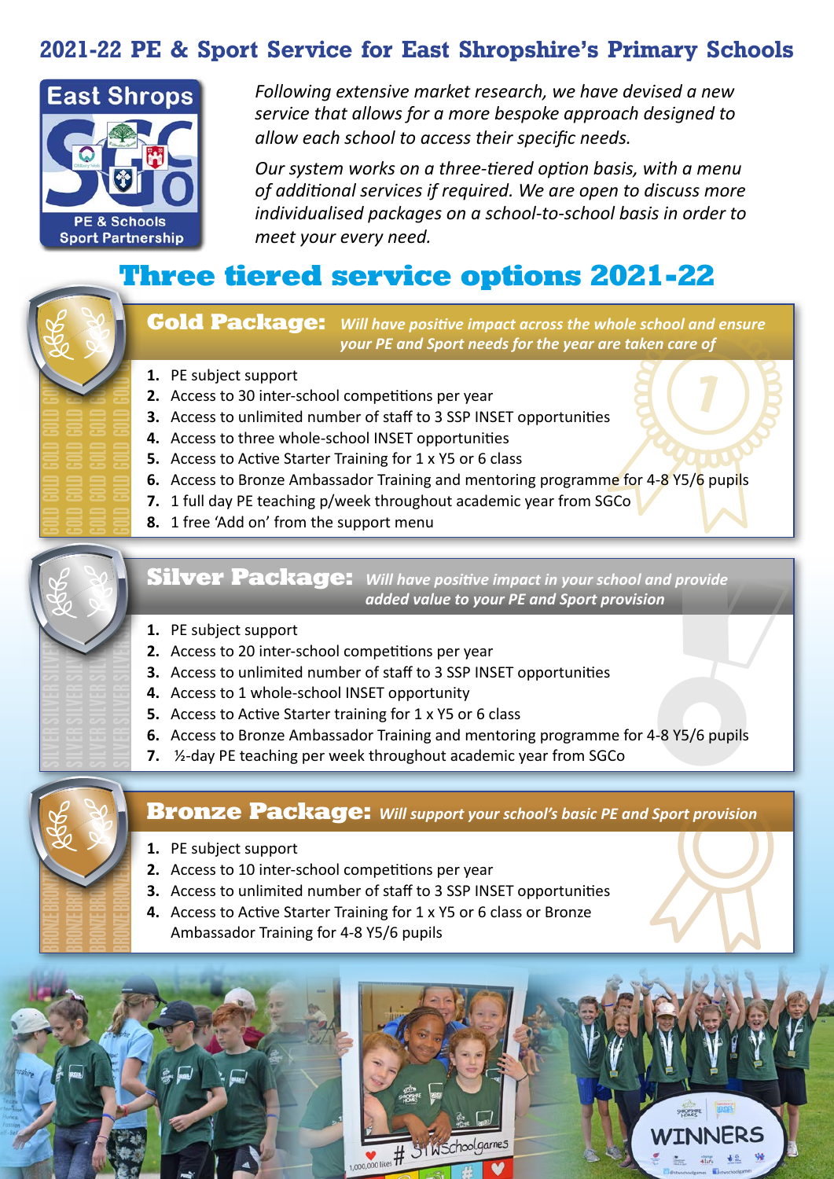# 2021-22 PE & Sport Service for East Shropshire's Primary Schools

East Shrops SGO
PE & Schools Sport Partnership

*Following extensive market research, we have devised a new service that allows for a more bespoke approach designed to allow each school to access their specific needs.*

*Our system works on a three-tiered option basis, with a menu of additional services if required. We are open to discuss more individualised packages on a school-to-school basis in order to meet your every need.*

## Three tiered service options 2021-22

### Gold Package: *Will have positive impact across the whole school and ensure your PE and Sport needs for the year are taken care of*

1. PE subject support
2. Access to 30 inter-school competitions per year
3. Access to unlimited number of staff to 3 SSP INSET opportunities
4. Access to three whole-school INSET opportunities
5. Access to Active Starter Training for 1 x Y5 or 6 class
6. Access to Bronze Ambassador Training and mentoring programme for 4-8 Y5/6 pupils
7. 1 full day PE teaching p/week throughout academic year from SGCo
8. 1 free 'Add on' from the support menu

### Silver Package: *Will have positive impact in your school and provide added value to your PE and Sport provision*

1. PE subject support
2. Access to 20 inter-school competitions per year
3. Access to unlimited number of staff to 3 SSP INSET opportunities
4. Access to 1 whole-school INSET opportunity
5. Access to Active Starter training for 1 x Y5 or 6 class
6. Access to Bronze Ambassador Training and mentoring programme for 4-8 Y5/6 pupils
7. ½-day PE teaching per week throughout academic year from SGCo

### Bronze Package: *Will support your school's basic PE and Sport provision*

1. PE subject support
2. Access to 10 inter-school competitions per year
3. Access to unlimited number of staff to 3 SSP INSET opportunities
4. Access to Active Starter Training for 1 x Y5 or 6 class or Bronze Ambassador Training for 4-8 Y5/6 pupils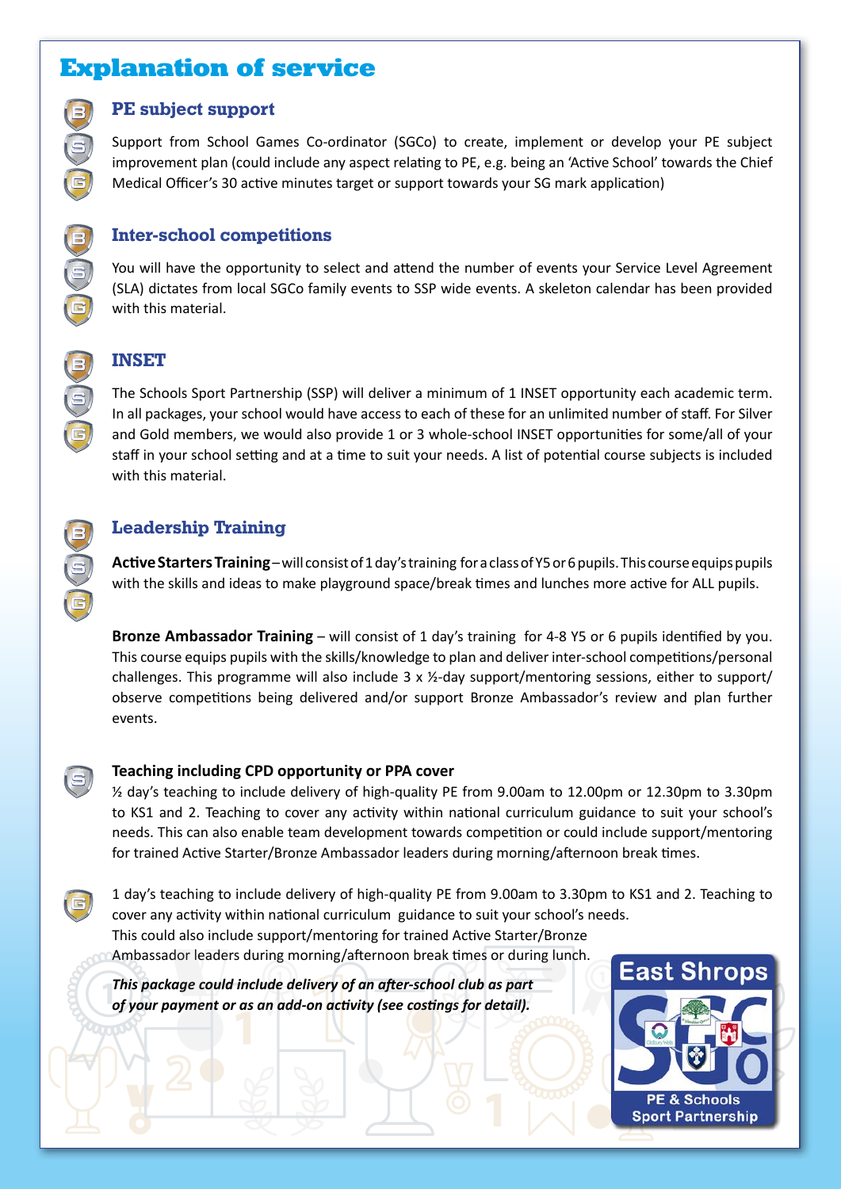# Explanation of service

## PE subject support

Support from School Games Co-ordinator (SGCo) to create, implement or develop your PE subject improvement plan (could include any aspect relating to PE, e.g. being an 'Active School' towards the Chief Medical Officer's 30 active minutes target or support towards your SG mark application)

## Inter-school competitions

You will have the opportunity to select and attend the number of events your Service Level Agreement (SLA) dictates from local SGCo family events to SSP wide events. A skeleton calendar has been provided with this material.

## INSET

The Schools Sport Partnership (SSP) will deliver a minimum of 1 INSET opportunity each academic term. In all packages, your school would have access to each of these for an unlimited number of staff. For Silver and Gold members, we would also provide 1 or 3 whole-school INSET opportunities for some/all of your staff in your school setting and at a time to suit your needs. A list of potential course subjects is included with this material.

## Leadership Training

**Active Starters Training** – will consist of 1 day's training for a class of Y5 or 6 pupils. This course equips pupils with the skills and ideas to make playground space/break times and lunches more active for ALL pupils.

**Bronze Ambassador Training** – will consist of 1 day's training for 4-8 Y5 or 6 pupils identified by you. This course equips pupils with the skills/knowledge to plan and deliver inter-school competitions/personal challenges. This programme will also include 3 x ½-day support/mentoring sessions, either to support/observe competitions being delivered and/or support Bronze Ambassador's review and plan further events.

**Teaching including CPD opportunity or PPA cover**

½ day's teaching to include delivery of high-quality PE from 9.00am to 12.00pm or 12.30pm to 3.30pm to KS1 and 2. Teaching to cover any activity within national curriculum guidance to suit your school's needs. This can also enable team development towards competition or could include support/mentoring for trained Active Starter/Bronze Ambassador leaders during morning/afternoon break times.

1 day's teaching to include delivery of high-quality PE from 9.00am to 3.30pm to KS1 and 2. Teaching to cover any activity within national curriculum guidance to suit your school's needs. This could also include support/mentoring for trained Active Starter/Bronze Ambassador leaders during morning/afternoon break times or during lunch.

***This package could include delivery of an after-school club as part of your payment or as an add-on activity (see costings for detail).***

East Shrops SGCo PE & Schools Sport Partnership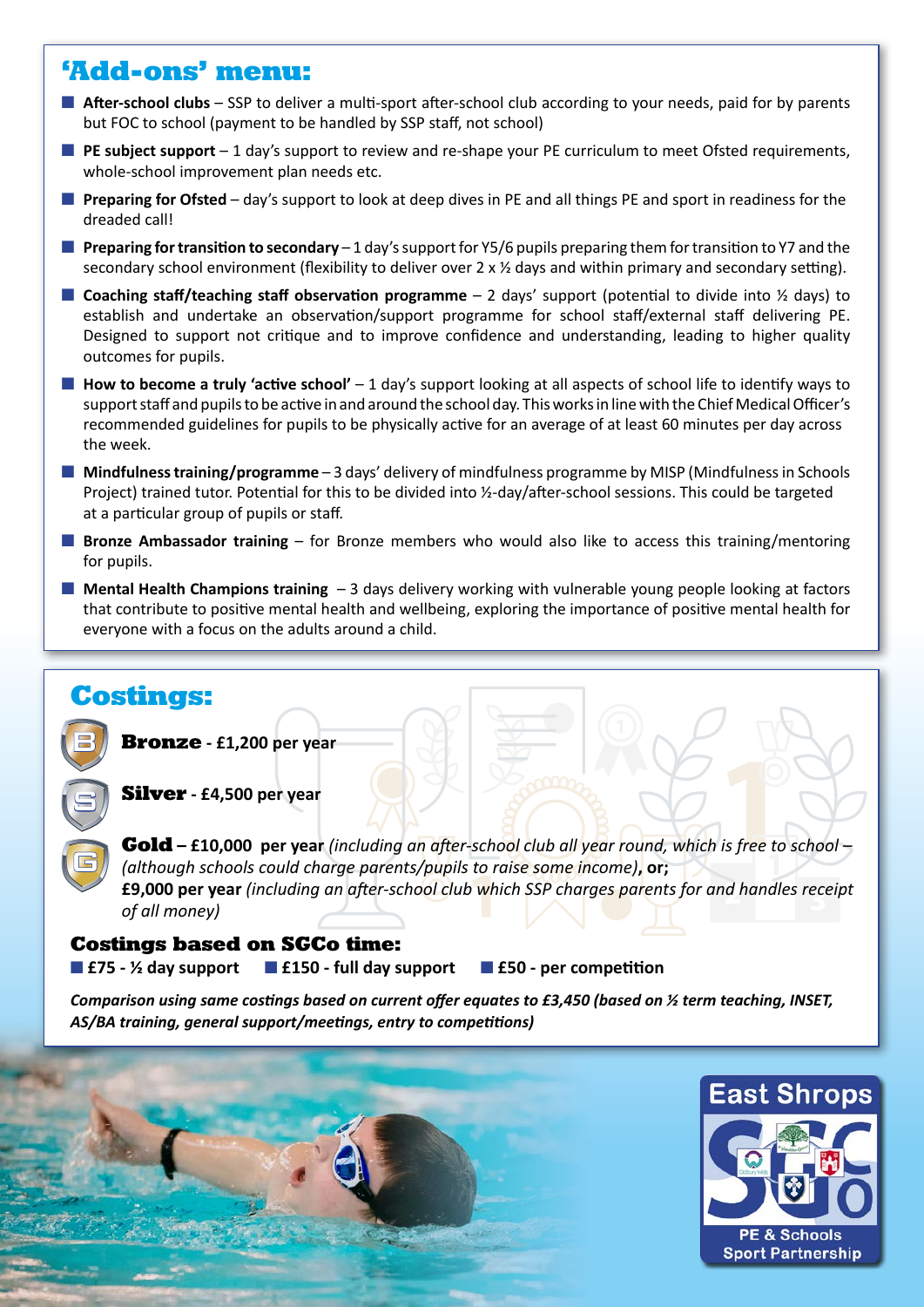## 'Add-ons' menu:

- **After-school clubs** – SSP to deliver a multi-sport after-school club according to your needs, paid for by parents but FOC to school (payment to be handled by SSP staff, not school)
- **PE subject support** – 1 day's support to review and re-shape your PE curriculum to meet Ofsted requirements, whole-school improvement plan needs etc.
- **Preparing for Ofsted** – day's support to look at deep dives in PE and all things PE and sport in readiness for the dreaded call!
- **Preparing for transition to secondary** – 1 day's support for Y5/6 pupils preparing them for transition to Y7 and the secondary school environment (flexibility to deliver over 2 x ½ days and within primary and secondary setting).
- **Coaching staff/teaching staff observation programme** – 2 days' support (potential to divide into ½ days) to establish and undertake an observation/support programme for school staff/external staff delivering PE. Designed to support not critique and to improve confidence and understanding, leading to higher quality outcomes for pupils.
- **How to become a truly 'active school'** – 1 day's support looking at all aspects of school life to identify ways to support staff and pupils to be active in and around the school day. This works in line with the Chief Medical Officer's recommended guidelines for pupils to be physically active for an average of at least 60 minutes per day across the week.
- **Mindfulness training/programme** – 3 days' delivery of mindfulness programme by MISP (Mindfulness in Schools Project) trained tutor. Potential for this to be divided into ½-day/after-school sessions. This could be targeted at a particular group of pupils or staff.
- **Bronze Ambassador training** – for Bronze members who would also like to access this training/mentoring for pupils.
- **Mental Health Champions training** – 3 days delivery working with vulnerable young people looking at factors that contribute to positive mental health and wellbeing, exploring the importance of positive mental health for everyone with a focus on the adults around a child.

## Costings:

**Bronze** - **£1,200 per year**

**Silver** - **£4,500 per year**

**Gold** – **£10,000 per year** *(including an after-school club all year round, which is free to school – (although schools could charge parents/pupils to raise some income)*, **or;**
**£9,000 per year** *(including an after-school club which SSP charges parents for and handles receipt of all money)*

### Costings based on SGCo time:

- **£75 - ½ day support**
- **£150 - full day support**
- **£50 - per competition**

***Comparison using same costings based on current offer equates to £3,450 (based on ½ term teaching, INSET, AS/BA training, general support/meetings, entry to competitions)***

East Shrops SGO
PE & Schools Sport Partnership